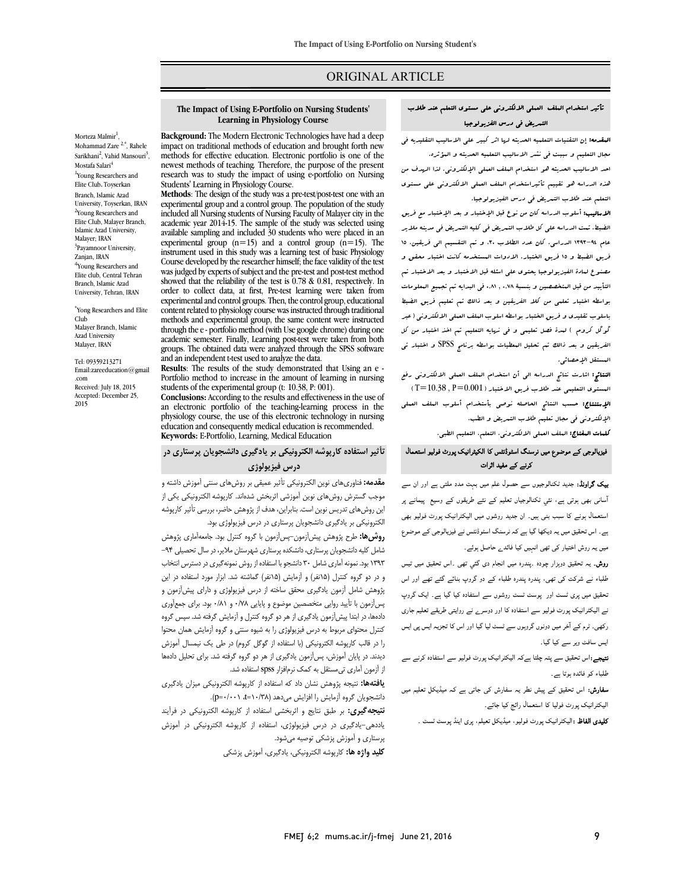ORIGINAL ARTICLE

# The Impact of Using E-Portfolio on Nursing Students' Learning in Physiology Course

Morteza Malmir[1], Mohammad Zare [2,*], Rahele Sarikhani[2], Vahid Mansouri[3], Mostafa Salari[4]

[1]Young Researchers and Elite Club, Toyserkan Branch, Islamic Azad University, Toyserkan, IRAN

[2]Young Researchers and Elite Club, Malayer Branch, Islamic Azad University, Malayer; IRAN

[3]Payamnoor University, Zanjan, IRAN

[4]Young Researchers and Elite club, Central Tehran Branch, Islamic Azad University, Tehran, IRAN

*Yong Researchers and Elite Club Malayer Branch, Islamic Azad University Malayer, IRAN

Tel: 09359213271
Email:zareeducation@gmail.com
Received: July 18, 2015
Accepted: December 25, 2015

**Background:** The Modern Electronic Technologies have had a deep impact on traditional methods of education and brought forth new methods for effective education. Electronic portfolio is one of the newest methods of teaching. Therefore, the purpose of the present research was to study the impact of using e-portfolio on Nursing Students' Learning in Physiology Course.

**Methods**: The design of the study was a pre-test/post-test one with an experimental group and a control group. The population of the study included all Nursing students of Nursing Faculty of Malayer city in the academic year 2014-15. The sample of the study was selected using available sampling and included 30 students who were placed in an experimental group (n=15) and a control group (n=15). The instrument used in this study was a learning test of basic Physiology Course developed by the researcher himself; the face validity of the test was judged by experts of subject and the pre-test and post-test method showed that the reliability of the test is 0.78 & 0.81, respectively. In order to collect data, at first, Pre-test learning were taken from experimental and control groups. Then, the control group, educational content related to physiology course was instructed through traditional methods and experimental group, the same content were instructed through the e - portfolio method (with Use google chrome) during one academic semester. Finally, Learning post-test were taken from both groups. The obtained data were analyzed through the SPSS software and an independent t-test used to analyze the data.

**Results**: The results of the study demonstrated that Using an e - Portfolio method to increase in the amount of learning in nursing students of the experimental group (t: 10.38, P: 001).

**Conclusions:** According to the results and effectiveness in the use of an electronic portfolio of the teaching-learning process in the physiology course, the use of this electronic technology in nursing education and consequently medical education is recommended.

**Keywords:** E-Portfolio, Learning, Medical Education

## تأثیر استفاده کارپوشه الکترونیکی بر یادگیری دانشجویان پرستاری در درس فیزیولوژی

**مقدمه:** فناوری‌های نوین الکترونیکی تأثیر عمیقی بر روش‌های سنتی آموزش داشته و موجب گسترش روش‌های نوین آموزشی اثربخش شده‌اند. کارپوشه الکترونیکی یکی از این روش‌های تدریس نوین است. بنابراین، هدف از پژوهش حاضر، بررسی تأثیر کارپوشه الکترونیکی بر یادگیری دانشجویان پرستاری در درس فیزیولوژی بود.

**روش‌ها:** طرح پژوهش پیش‌آزمون-پس‌آزمون با گروه کنترل بود. جامعه‌آماری پژوهش شامل کلیه دانشجویان پرستاری، دانشکده پرستاری شهرستان ملایر، در سال تحصیلی ۹۴-۱۳۹۳ بود. نمونه آماری شامل ۳۰ دانشجو با استفاده از روش نمونه‌گیری در دسترس انتخاب و در دو گروه کنترل (۱۵نفر) و آزمایش (۱۵نفر) گماشته شد. ابزار مورد استفاده در این پژوهش شامل آزمون یادگیری محقق ساخته از درس فیزیولوژی و دارای پیش‌آزمون و پس‌آزمون با تأیید روایی متخصصین موضوع و پایایی ۰/۷۸ و ۰/۸۱ بود. برای جمع‌آوری داده‌ها، در ابتدا پیش‌آزمون یادگیری از هر دو گروه کنترل و آزمایش گرفته شد. سپس گروه کنترل محتوای مربوط به درس فیزیولوژی را به شیوه سنتی و گروه آزمایش همان محتوا را در قالب کارپوشه الکترونیکی (با استفاده از گوگل کروم) در طی یک نیمسال آموزش دیدند. در پایان آموزش، پس‌آزمون یادگیری از هر دو گروه گرفته شد. برای تحلیل داده‌ها از آزمون آماری تی‌مستقل به کمک نرم‌افزار spss استفاده شد.

**یافته‌ها:** نتیجه پژوهش نشان داد که استفاده از کارپوشه الکترونیکی میزان یادگیری دانشجویان گروه آزمایش را افزایش می‌دهد (t=۱۰/۳۸، p=۰/۰۰۱).

**نتیجه‌گیری:** بر طبق نتایج و اثربخشی استفاده از کارپوشه الکترونیکی در فرآیند یاددهی-یادگیری در درس فیزیولوژی، استفاده از کارپوشه الکترونیکی در آموزش پرستاری و آموزش پزشکی توصیه می‌شود.

**کلید واژه ها:** کارپوشه الکترونیکی، یادگیری، آموزش پزشکی

## تأثير استخدام الملف العملي الالكتروني على مستوى التعلم عند طلاب التمريض في درس الفزيولوجيا

**المقدمة:** إن التقنيات التعليمية الحديثة لها اثر كبير على الاساليب التقليدية في مجال التعليم و سببت في نشر الاساليب التعليمية الحديثة و المؤثرة. احد الاساليب الحديثة هو استخدام الملف العملي الإلكتروني. لذا الهدف من هذه الدراسة هو تقييم تأثيراستخدام الملف العملي الالكتروني على مستوى التعلم عند طلاب التمريض في درس الفيزيولوجيا.

**الاساليب:** أسلوب الدراسة كان من نوع قبل الإختبار و بعد الإختبار مع فريق الضبط. تمت الدراسة على كل طلاب التمريض في كلية التمريض في مدينة ملاير عام ۹۴-۱۳۹۳ الدراسي. كان عدد الطلاب ۳۰. و تم التقسيم الى فريقين، ۱۵ فريق الضبط و ۱۵ فريق الاختبار. الادوات المستخدمة كانت اختبار محقق و مصنوع لمادة الفيزيولوجيا يحتوي على اسئلة قبل الاختبار و بعد الاختبار تم التأييد من قبل المتخصصين و بنسبة ۰.۷۸ , ۰.۸۱. في البداية تم تجميع المعلومات بواسطة اختبار تعلمي من كلا الفريقين و بعد ذالك تم تعليم فريق الضبط باسلوب تقليدي و فريق الاختبار بواسطة اسلوب الملف العملي الالكتروني (عبر گوگل كروم) لمدة فصل تعليمي و في نهاية التعليم تم اخذ اختبار من كل الفريقين و بعد ذالك تم تحليل المعطيات بواسطة برنامج SPSS و اختبار تي المستقل الإحصائي.

**النتائج:** اشارت نتائج الدراسة الى أن استخدام الملف العملي الالكتروني رفع المستوى التعليمي عند طلاب فريق الاختبار (T=10.38 , P=0.001)

**الإستنتاج:** حسب النتائج الحاصله نوصي بأستخدام أسلوب الملف العملي الإلكتروني في مجال تعليم طلاب التمريض و الطب.

**كلمات المفتاح:** الملف العملي الالكتروني، التعلم، التعليم الطبي.

## فیزیالوجی کے موضوع میں نرسنگ اسٹوڈنٹس کا الیکٹرانیک پورٹ فولیو استعمال کرنے کے مفید اثرات

**بیک گراونڈ:** جدید ٹکنالوجیوں سے حصول علم میں بہت مدد ملتی ہے اور ان سے آسانی بھی ہوتی ہے، نئي ٹکنالوجیاں تعلیم کے نئے طریقوں کے وسیع پیمانے پر استعمال ہونے کا سبب بنی ہیں۔ ان جدید روشوں میں الیکٹرانیک پورٹ فولیو بھی ہے۔ اس تحقیق میں یہ دیکھا گيا ہے کہ نرسنگ اسٹوڈنٹس نے فیزیالوجی کے موضوع میں یہ روش اختیار کی تھی انہیں کیا فائدے حاصل ہوئے۔

**روش:** یہ تحقیق دوہزار چودہ ،پندرہ میں انجام دی گئي تھی ۔اس تحقیق میں تیس طلباء نے شرکت کی تھی، پندرہ پندرہ طلباء کے دو گروپ بنائے گئے تھے اور اس تحقیق میں پری ٹسٹ اور پوسٹ ٹسٹ روشوں سے استفادہ کیا گيا ہے۔ ایک گروپ نے الیکٹرانیک پورٹ فولیو سے استفادہ کیا اور دوسرے نے روایتی طریقے تعلیم جاری رکھی۔ ٹرم کے آخر میں دونوں گروپوں سے ٹسٹ لیا گيا اور اس کا تجزیہ ایس پی ایس ایس سافٹ ویر سے کیا گيا۔

**نتیجے:** اس تحقیق سے پتہ چلتا ہےکہ الیکٹرانیک پورٹ فولیو سے استفادہ کرنے سے طلباء کو فائدہ ہوتا ہے۔

**سفارش:** اس تحقیق کے پیش نظر یہ سفارش کی جاتی ہے کہ میڈیکل تعلیم میں الیکٹرانیک پورٹ فولیا کا استعمال رائج کیا جائے۔

**کلیدی الفاظ:** الیکٹرانیک پورٹ فولیو، میڈیکل تعلیم، پری اینڈ پوسٹ ٹسٹ ۔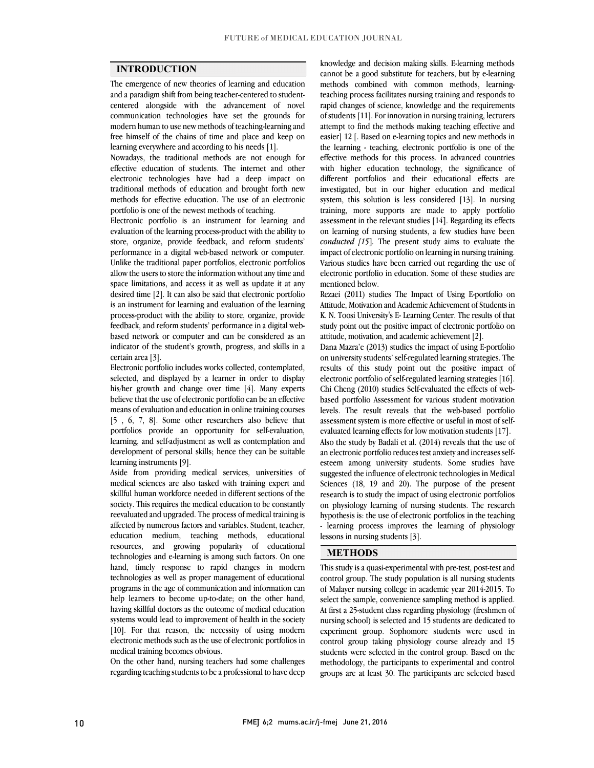## INTRODUCTION

The emergence of new theories of learning and education and a paradigm shift from being teacher-centered to student-centered alongside with the advancement of novel communication technologies have set the grounds for modern human to use new methods of teaching-learning and free himself of the chains of time and place and keep on learning everywhere and according to his needs [1].

Nowadays, the traditional methods are not enough for effective education of students. The internet and other electronic technologies have had a deep impact on traditional methods of education and brought forth new methods for effective education. The use of an electronic portfolio is one of the newest methods of teaching.

Electronic portfolio is an instrument for learning and evaluation of the learning process-product with the ability to store, organize, provide feedback, and reform students' performance in a digital web-based network or computer. Unlike the traditional paper portfolios, electronic portfolios allow the users to store the information without any time and space limitations, and access it as well as update it at any desired time [2]. It can also be said that electronic portfolio is an instrument for learning and evaluation of the learning process-product with the ability to store, organize, provide feedback, and reform students' performance in a digital web-based network or computer and can be considered as an indicator of the student's growth, progress, and skills in a certain area [3].

Electronic portfolio includes works collected, contemplated, selected, and displayed by a learner in order to display his/her growth and change over time [4]. Many experts believe that the use of electronic portfolio can be an effective means of evaluation and education in online training courses [5 , 6, 7, 8]. Some other researchers also believe that portfolios provide an opportunity for self-evaluation, learning, and self-adjustment as well as contemplation and development of personal skills; hence they can be suitable learning instruments [9].

Aside from providing medical services, universities of medical sciences are also tasked with training expert and skillful human workforce needed in different sections of the society. This requires the medical education to be constantly reevaluated and upgraded. The process of medical training is affected by numerous factors and variables. Student, teacher, education medium, teaching methods, educational resources, and growing popularity of educational technologies and e-learning is among such factors. On one hand, timely response to rapid changes in modern technologies as well as proper management of educational programs in the age of communication and information can help learners to become up-to-date; on the other hand, having skillful doctors as the outcome of medical education systems would lead to improvement of health in the society [10]. For that reason, the necessity of using modern electronic methods such as the use of electronic portfolios in medical training becomes obvious.

On the other hand, nursing teachers had some challenges regarding teaching students to be a professional to have deep knowledge and decision making skills. E-learning methods cannot be a good substitute for teachers, but by e-learning methods combined with common methods, learning-teaching process facilitates nursing training and responds to rapid changes of science, knowledge and the requirements of students [11]. For innovation in nursing training, lecturers attempt to find the methods making teaching effective and easier] 12 [. Based on e-learning topics and new methods in the learning - teaching, electronic portfolio is one of the effective methods for this process. In advanced countries with higher education technology, the significance of different portfolios and their educational effects are investigated, but in our higher education and medical system, this solution is less considered [13]. In nursing training, more supports are made to apply portfolio assessment in the relevant studies [14]. Regarding its effects on learning of nursing students, a few studies have been *conducted [15*]. The present study aims to evaluate the impact of electronic portfolio on learning in nursing training. Various studies have been carried out regarding the use of electronic portfolio in education. Some of these studies are mentioned below.

Rezaei (2011) studies The Impact of Using E-portfolio on Attitude, Motivation and Academic Achievement of Students in K. N. Toosi University's E- Learning Center. The results of that study point out the positive impact of electronic portfolio on attitude, motivation, and academic achievement [2].

Dana Mazra'e (2013) studies the impact of using E-portfolio on university students' self-regulated learning strategies. The results of this study point out the positive impact of electronic portfolio of self-regulated learning strategies [16]. Chi Cheng (2010) studies Self-evaluated the effects of web-based portfolio Assessment for various student motivation levels. The result reveals that the web-based portfolio assessment system is more effective or useful in most of self-evaluated learning effects for low motivation students [17].

Also the study by Badali et al. (2014) reveals that the use of an electronic portfolio reduces test anxiety and increases self-esteem among university students. Some studies have suggested the influence of electronic technologies in Medical Sciences (18, 19 and 20). The purpose of the present research is to study the impact of using electronic portfolios on physiology learning of nursing students. The research hypothesis is: the use of electronic portfolios in the teaching - learning process improves the learning of physiology lessons in nursing students [3].

## METHODS

This study is a quasi-experimental with pre-test, post-test and control group. The study population is all nursing students of Malayer nursing college in academic year 2014-2015. To select the sample, convenience sampling method is applied. At first a 25-student class regarding physiology (freshmen of nursing school) is selected and 15 students are dedicated to experiment group. Sophomore students were used in control group taking physiology course already and 15 students were selected in the control group. Based on the methodology, the participants to experimental and control groups are at least 30. The participants are selected based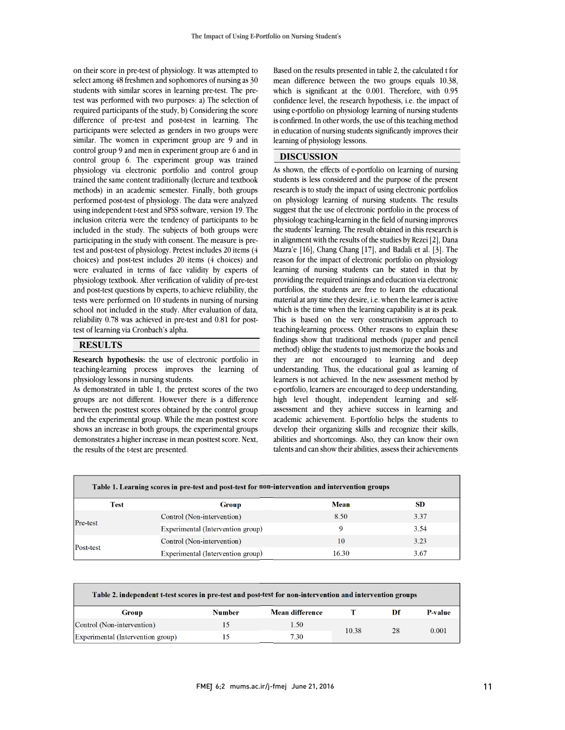on their score in pre-test of physiology. It was attempted to select among 48 freshmen and sophomores of nursing as 30 students with similar scores in learning pre-test. The pre-test was performed with two purposes: a) The selection of required participants of the study, b) Considering the score difference of pre-test and post-test in learning. The participants were selected as genders in two groups were similar. The women in experiment group are 9 and in control group 9 and men in experiment group are 6 and in control group 6. The experiment group was trained physiology via electronic portfolio and control group trained the same content traditionally (lecture and textbook methods) in an academic semester. Finally, both groups performed post-test of physiology. The data were analyzed using independent t-test and SPSS software, version 19. The inclusion criteria were the tendency of participants to be included in the study. The subjects of both groups were participating in the study with consent. The measure is pre-test and post-test of physiology. Pretest includes 20 items (4 choices) and post-test includes 20 items (4 choices) and were evaluated in terms of face validity by experts of physiology textbook. After verification of validity of pre-test and post-test questions by experts, to achieve reliability, the tests were performed on 10 students in nursing of nursing school not included in the study. After evaluation of data, reliability 0.78 was achieved in pre-test and 0.81 for post-test of learning via Cronbach's alpha.

## RESULTS

**Research hypothesis:** the use of electronic portfolio in teaching-learning process improves the learning of physiology lessons in nursing students.

As demonstrated in table 1, the pretest scores of the two groups are not different. However there is a difference between the posttest scores obtained by the control group and the experimental group. While the mean posttest score shows an increase in both groups, the experimental groups demonstrates a higher increase in mean posttest score. Next, the results of the t-test are presented.

Based on the results presented in table 2, the calculated t for mean difference between the two groups equals 10.38, which is significant at the 0.001. Therefore, with 0.95 confidence level, the research hypothesis, i.e. the impact of using e-portfolio on physiology learning of nursing students is confirmed. In other words, the use of this teaching method in education of nursing students significantly improves their learning of physiology lessons.

## DISCUSSION

As shown, the effects of e-portfolio on learning of nursing students is less considered and the purpose of the present research is to study the impact of using electronic portfolios on physiology learning of nursing students. The results suggest that the use of electronic portfolio in the process of physiology teaching-learning in the field of nursing improves the students' learning. The result obtained in this research is in alignment with the results of the studies by Rezei [2], Dana Mazra'e [16], Chang Chang [17], and Badali et al. [3]. The reason for the impact of electronic portfolio on physiology learning of nursing students can be stated in that by providing the required trainings and education via electronic portfolios, the students are free to learn the educational material at any time they desire, i.e. when the learner is active which is the time when the learning capability is at its peak. This is based on the very constructivism approach to teaching-learning process. Other reasons to explain these findings show that traditional methods (paper and pencil method) oblige the students to just memorize the books and they are not encouraged to learning and deep understanding. Thus, the educational goal as learning of learners is not achieved. In the new assessment method by e-portfolio, learners are encouraged to deep understanding, high level thought, independent learning and self-assessment and they achieve success in learning and academic achievement. E-portfolio helps the students to develop their organizing skills and recognize their skills, abilities and shortcomings. Also, they can know their own talents and can show their abilities, assess their achievements

**Table 1. Learning scores in pre-test and post-test for non-intervention and intervention groups**

| Test | Group | Mean | SD |
|---|---|---|---|
| Pre-test | Control (Non-intervention) | 8.50 | 3.37 |
| | Experimental (Intervention group) | 9 | 3.54 |
| Post-test | Control (Non-intervention) | 10 | 3.23 |
| | Experimental (Intervention group) | 16.30 | 3.67 |

**Table 2. independent t-test scores in pre-test and post-test for non-intervention and intervention groups**

| Group | Number | Mean difference | T | Df | P-value |
|---|---|---|---|---|---|
| Control (Non-intervention) | 15 | 1.50 | 10.38 | 28 | 0.001 |
| Experimental (Intervention group) | 15 | 7.30 | | | |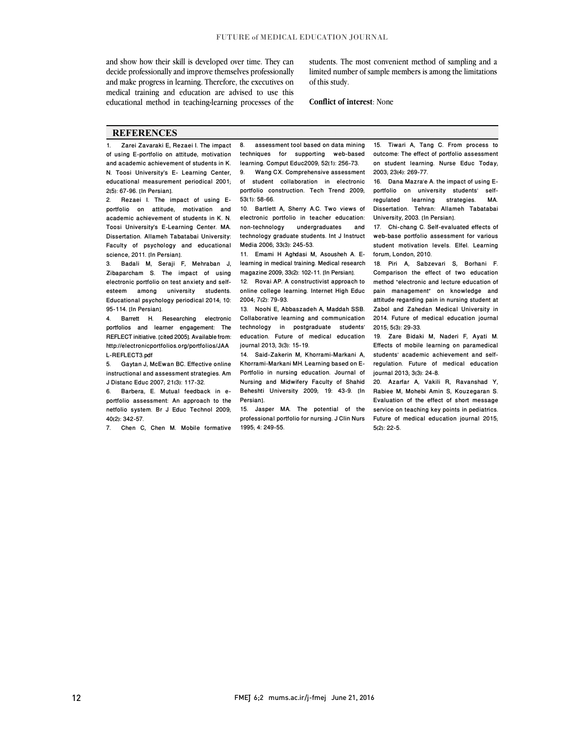and show how their skill is developed over time. They can decide professionally and improve themselves professionally and make progress in learning. Therefore, the executives on medical training and education are advised to use this educational method in teaching-learning processes of the students. The most convenient method of sampling and a limited number of sample members is among the limitations of this study.

**Conflict of interest**: None

## REFERENCES

1. Zarei Zavaraki E, Rezaei I. The impact of using E-portfolio on attitude, motivation and academic achievement of students in K. N. Toosi University's E- Learning Center, educational measurement periodical 2001; 2(5): 67-96. [In Persian].
2. Rezaei I. The impact of using E-portfolio on attitude, motivation and academic achievement of students in K. N. Toosi University's E-Learning Center. MA. Dissertation. Allameh Tabatabai University: Faculty of psychology and educational science, 2011. [In Persian].
3. Badali M, Seraji F, Mehraban J, Zibaparcham S. The impact of using electronic portfolio on test anxiety and self-esteem among university students. Educational psychology periodical 2014; 10: 95-114. [In Persian].
4. Barrett H. Researching electronic portfolios and learner engagement: The REFLECT initiative. [cited 2005]. Available from: http://electronicportfolios.org/portfolios/JAAL-REFLECT3.pdf
5. Gaytan J, McEwan BC. Effective online instructional and assessment strategies. Am J Distanc Educ 2007; 21(3): 117-32.
6. Barbera, E. Mutual feedback in e-portfolio assessment: An approach to the netfolio system. Br J Educ Technol 2009; 40(2): 342-57.
7. Chen C, Chen M. Mobile formative assessment tool based on data mining techniques for supporting web-based learning. Comput Educ2009; 52(1): 256-73.
8. Wang CX. Comprehensive assessment of student collaboration in electronic portfolio construction. Tech Trend 2009; 53(1): 58-66.
9. Bartlett A, Sherry A.C. Two views of electronic portfolio in teacher education: non-technology undergraduates and technology graduate students. Int J Instruct Media 2006; 33(3): 245-53.
10. Emami H Aghdasi M, Asousheh A. E-learning in medical training. Medical research magazine 2009; 33(2): 102-11. [In Persian].
11. Rovai AP. A constructivist approach to online college learning. Internet High Educ 2004; 7(2): 79-93.
12. Noohi E, Abbaszadeh A, Maddah SSB. Collaborative learning and communication technology in postgraduate students' education. Future of medical education journal 2013; 3(3): 15-19.
13. Said-Zakerin M, Khorrami-Markani A, Khorrami-Markani MH. Learning based on E-Portfolio in nursing education. Journal of Nursing and Midwifery Faculty of Shahid Beheshti University 2009; 19: 43-9. [In Persian].
14. Jasper MA. The potential of the professional portfolio for nursing. J Clin Nurs 1995; 4: 249-55.
15. Tiwari A, Tang C. From process to outcome: The effect of portfolio assessment on student learning. Nurse Educ Today; 2003; 23(4): 269-77.
16. Dana Mazra'e A. the impact of using E-portfolio on university students' self-regulated learning strategies. MA. Dissertation. Tehran: Allameh Tabatabai University, 2003. [In Persian].
17. Chi-chang C. Self-evaluated effects of web-base portfolio assessment for various student motivation levels. Elfel. Learning forum, London, 2010.
18. Piri A, Sabzevari S, Borhani F. Comparison the effect of two education method "electronic and lecture education of pain management" on knowledge and attitude regarding pain in nursing student at Zabol and Zahedan Medical University in 2014. Future of medical education journal 2015; 5(3): 29-33.
19. Zare Bidaki M, Naderi F, Ayati M. Effects of mobile learning on paramedical students' academic achievement and self-regulation. Future of medical education journal 2013; 3(3): 24-8.
20. Azarfar A, Vakili R, Ravanshad Y, Rabiee M, Mohebi Amin S, Kouzegaran S. Evaluation of the effect of short message service on teaching key points in pediatrics. Future of medical education journal 2015; 5(2): 22-5.